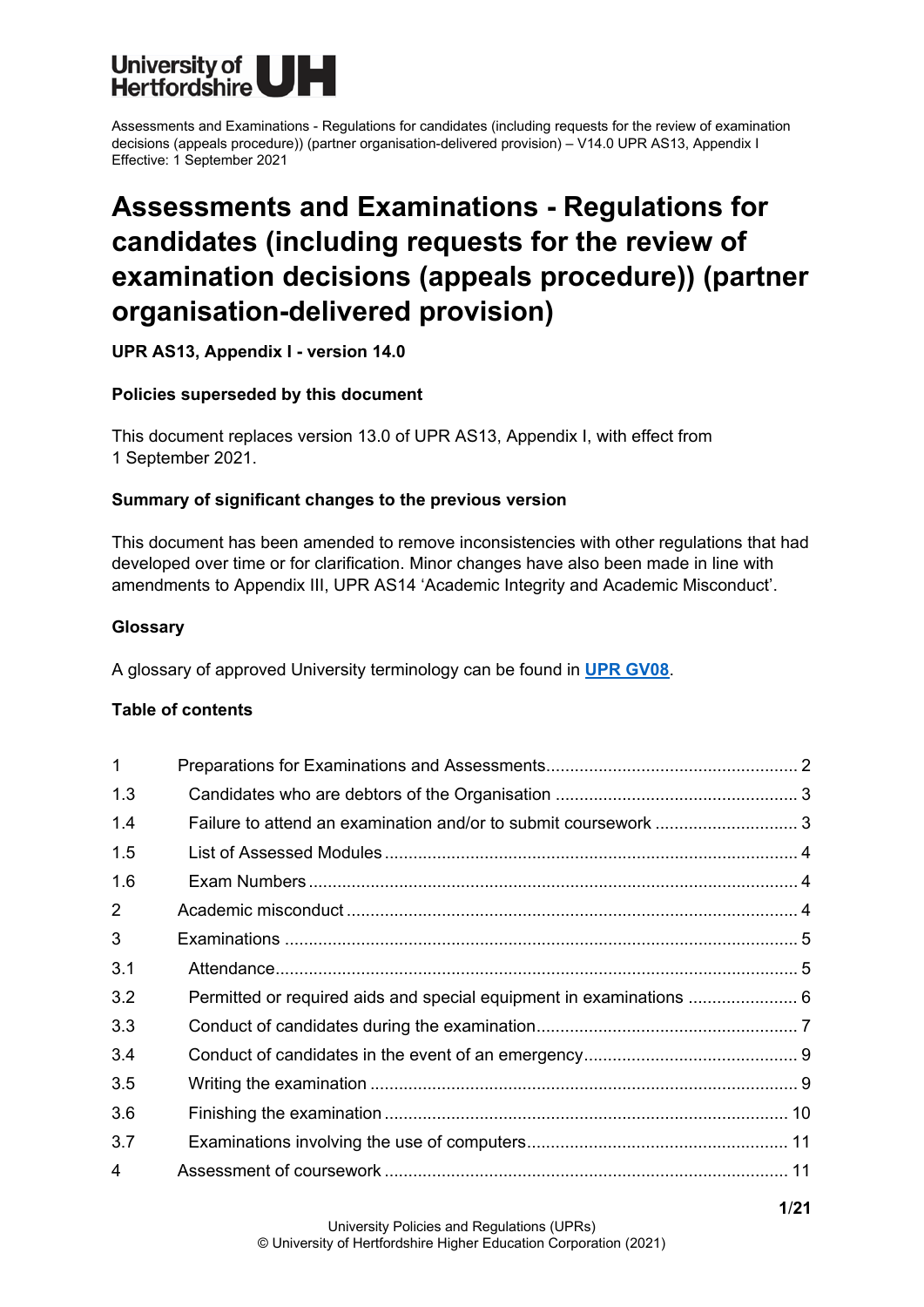University of Hertfordshire UH

Assessments and Examinations - Regulations for candidates (including requests for the review of examination decisions (appeals procedure)) (partner organisation-delivered provision) – V14.0 UPR AS13, Appendix I
Effective: 1 September 2021

# Assessments and Examinations - Regulations for candidates (including requests for the review of examination decisions (appeals procedure)) (partner organisation-delivered provision)

**UPR AS13, Appendix I - version 14.0**

**Policies superseded by this document**

This document replaces version 13.0 of UPR AS13, Appendix I, with effect from 1 September 2021.

**Summary of significant changes to the previous version**

This document has been amended to remove inconsistencies with other regulations that had developed over time or for clarification. Minor changes have also been made in line with amendments to Appendix III, UPR AS14 'Academic Integrity and Academic Misconduct'.

**Glossary**

A glossary of approved University terminology can be found in **UPR GV08**.

**Table of contents**

| | | |
|---|---|---|
| 1 | Preparations for Examinations and Assessments | 2 |
| 1.3 | Candidates who are debtors of the Organisation | 3 |
| 1.4 | Failure to attend an examination and/or to submit coursework | 3 |
| 1.5 | List of Assessed Modules | 4 |
| 1.6 | Exam Numbers | 4 |
| 2 | Academic misconduct | 4 |
| 3 | Examinations | 5 |
| 3.1 | Attendance | 5 |
| 3.2 | Permitted or required aids and special equipment in examinations | 6 |
| 3.3 | Conduct of candidates during the examination | 7 |
| 3.4 | Conduct of candidates in the event of an emergency | 9 |
| 3.5 | Writing the examination | 9 |
| 3.6 | Finishing the examination | 10 |
| 3.7 | Examinations involving the use of computers | 11 |
| 4 | Assessment of coursework | 11 |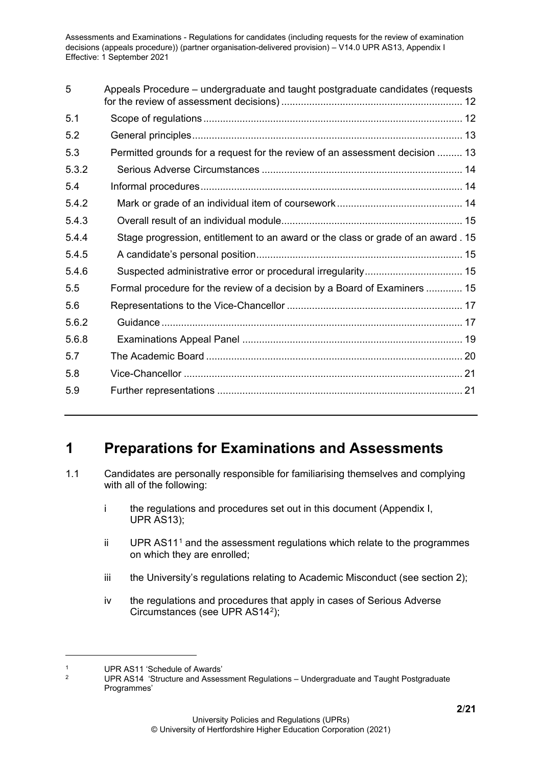| | | |
|---|---|---|
| 5 | Appeals Procedure – undergraduate and taught postgraduate candidates (requests for the review of assessment decisions) | 12 |
| 5.1 | Scope of regulations | 12 |
| 5.2 | General principles | 13 |
| 5.3 | Permitted grounds for a request for the review of an assessment decision | 13 |
| 5.3.2 | Serious Adverse Circumstances | 14 |
| 5.4 | Informal procedures | 14 |
| 5.4.2 | Mark or grade of an individual item of coursework | 14 |
| 5.4.3 | Overall result of an individual module | 15 |
| 5.4.4 | Stage progression, entitlement to an award or the class or grade of an award | 15 |
| 5.4.5 | A candidate's personal position | 15 |
| 5.4.6 | Suspected administrative error or procedural irregularity | 15 |
| 5.5 | Formal procedure for the review of a decision by a Board of Examiners | 15 |
| 5.6 | Representations to the Vice-Chancellor | 17 |
| 5.6.2 | Guidance | 17 |
| 5.6.8 | Examinations Appeal Panel | 19 |
| 5.7 | The Academic Board | 20 |
| 5.8 | Vice-Chancellor | 21 |
| 5.9 | Further representations | 21 |

# 1 Preparations for Examinations and Assessments

1.1 Candidates are personally responsible for familiarising themselves and complying with all of the following:

i the regulations and procedures set out in this document (Appendix I, UPR AS13);

ii UPR AS11[1] and the assessment regulations which relate to the programmes on which they are enrolled;

iii the University's regulations relating to Academic Misconduct (see section 2);

iv the regulations and procedures that apply in cases of Serious Adverse Circumstances (see UPR AS14[2]);

---

[1] UPR AS11 'Schedule of Awards'

[2] UPR AS14 'Structure and Assessment Regulations – Undergraduate and Taught Postgraduate Programmes'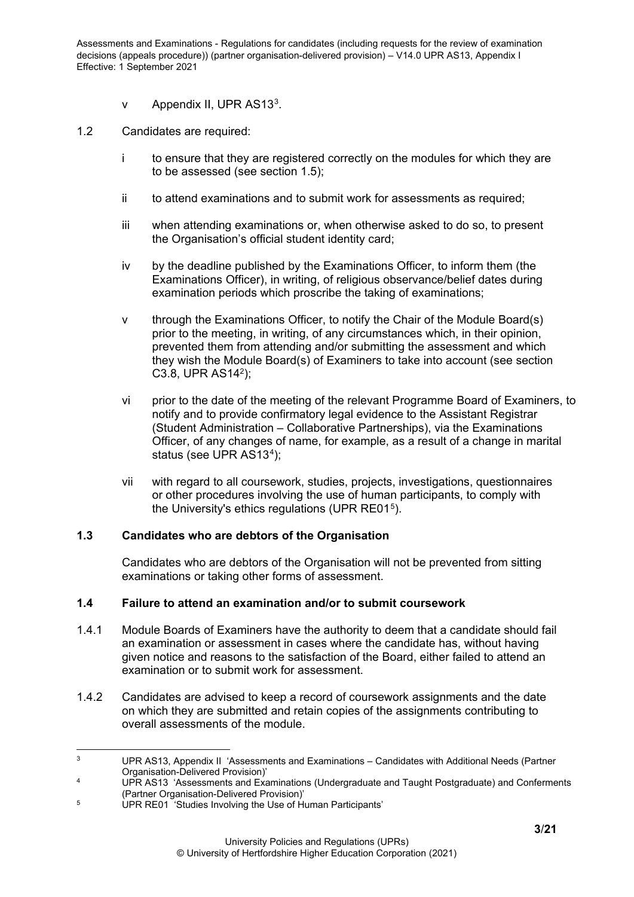v Appendix II, UPR AS13[3].

1.2 Candidates are required:

i to ensure that they are registered correctly on the modules for which they are to be assessed (see section 1.5);

ii to attend examinations and to submit work for assessments as required;

iii when attending examinations or, when otherwise asked to do so, to present the Organisation's official student identity card;

iv by the deadline published by the Examinations Officer, to inform them (the Examinations Officer), in writing, of religious observance/belief dates during examination periods which proscribe the taking of examinations;

v through the Examinations Officer, to notify the Chair of the Module Board(s) prior to the meeting, in writing, of any circumstances which, in their opinion, prevented them from attending and/or submitting the assessment and which they wish the Module Board(s) of Examiners to take into account (see section C3.8, UPR AS14[2]);

vi prior to the date of the meeting of the relevant Programme Board of Examiners, to notify and to provide confirmatory legal evidence to the Assistant Registrar (Student Administration – Collaborative Partnerships), via the Examinations Officer, of any changes of name, for example, as a result of a change in marital status (see UPR AS13[4]);

vii with regard to all coursework, studies, projects, investigations, questionnaires or other procedures involving the use of human participants, to comply with the University's ethics regulations (UPR RE01[5]).

### 1.3 Candidates who are debtors of the Organisation

Candidates who are debtors of the Organisation will not be prevented from sitting examinations or taking other forms of assessment.

### 1.4 Failure to attend an examination and/or to submit coursework

1.4.1 Module Boards of Examiners have the authority to deem that a candidate should fail an examination or assessment in cases where the candidate has, without having given notice and reasons to the satisfaction of the Board, either failed to attend an examination or to submit work for assessment.

1.4.2 Candidates are advised to keep a record of coursework assignments and the date on which they are submitted and retain copies of the assignments contributing to overall assessments of the module.

---

[3] UPR AS13, Appendix II 'Assessments and Examinations – Candidates with Additional Needs (Partner Organisation-Delivered Provision)'

[4] UPR AS13 'Assessments and Examinations (Undergraduate and Taught Postgraduate) and Conferments (Partner Organisation-Delivered Provision)'

[5] UPR RE01 'Studies Involving the Use of Human Participants'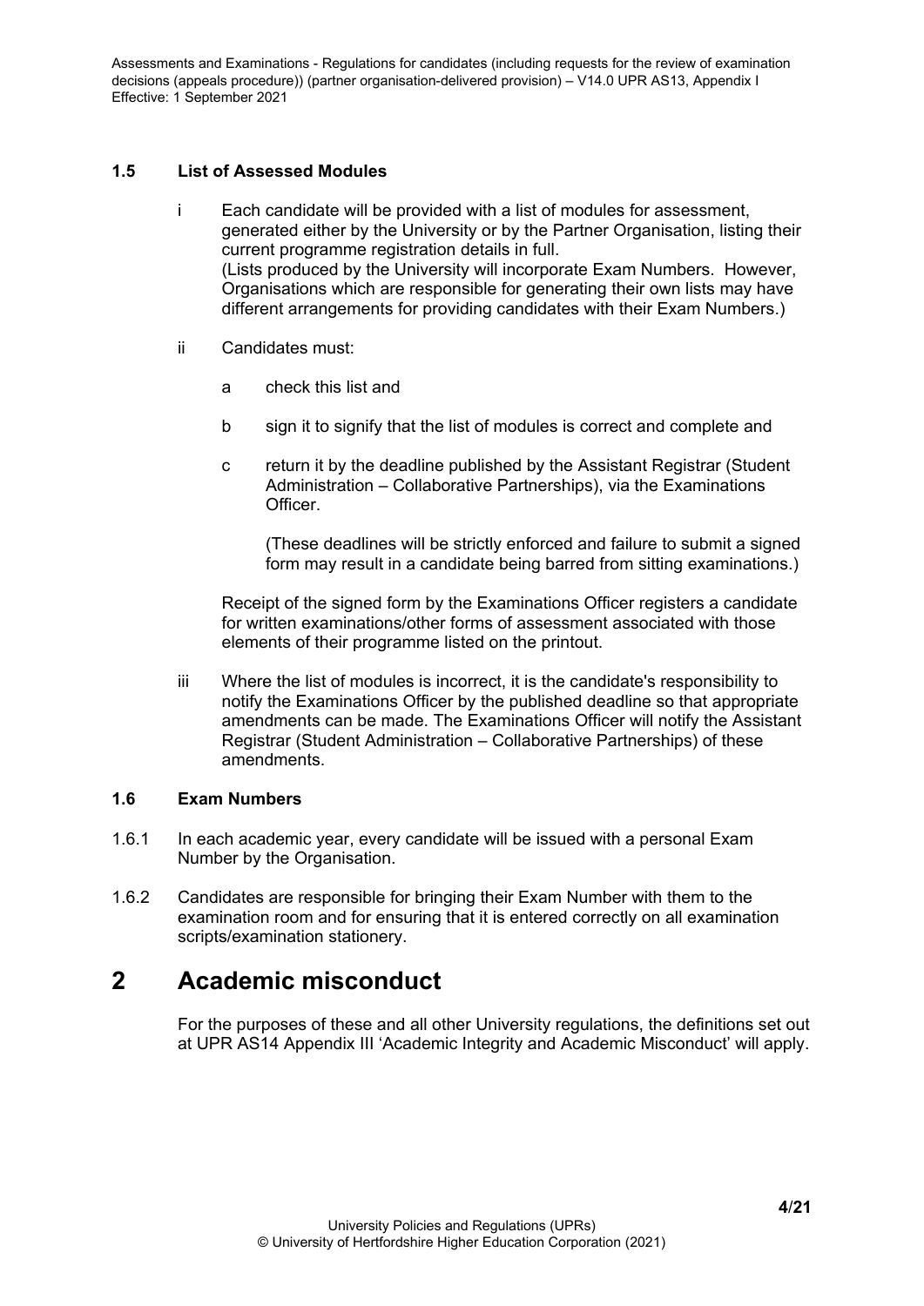### 1.5 List of Assessed Modules

i Each candidate will be provided with a list of modules for assessment, generated either by the University or by the Partner Organisation, listing their current programme registration details in full.
(Lists produced by the University will incorporate Exam Numbers. However, Organisations which are responsible for generating their own lists may have different arrangements for providing candidates with their Exam Numbers.)

ii Candidates must:

a check this list and

b sign it to signify that the list of modules is correct and complete and

c return it by the deadline published by the Assistant Registrar (Student Administration – Collaborative Partnerships), via the Examinations Officer.

(These deadlines will be strictly enforced and failure to submit a signed form may result in a candidate being barred from sitting examinations.)

Receipt of the signed form by the Examinations Officer registers a candidate for written examinations/other forms of assessment associated with those elements of their programme listed on the printout.

iii Where the list of modules is incorrect, it is the candidate's responsibility to notify the Examinations Officer by the published deadline so that appropriate amendments can be made. The Examinations Officer will notify the Assistant Registrar (Student Administration – Collaborative Partnerships) of these amendments.

### 1.6 Exam Numbers

1.6.1 In each academic year, every candidate will be issued with a personal Exam Number by the Organisation.

1.6.2 Candidates are responsible for bringing their Exam Number with them to the examination room and for ensuring that it is entered correctly on all examination scripts/examination stationery.

# 2 Academic misconduct

For the purposes of these and all other University regulations, the definitions set out at UPR AS14 Appendix III 'Academic Integrity and Academic Misconduct' will apply.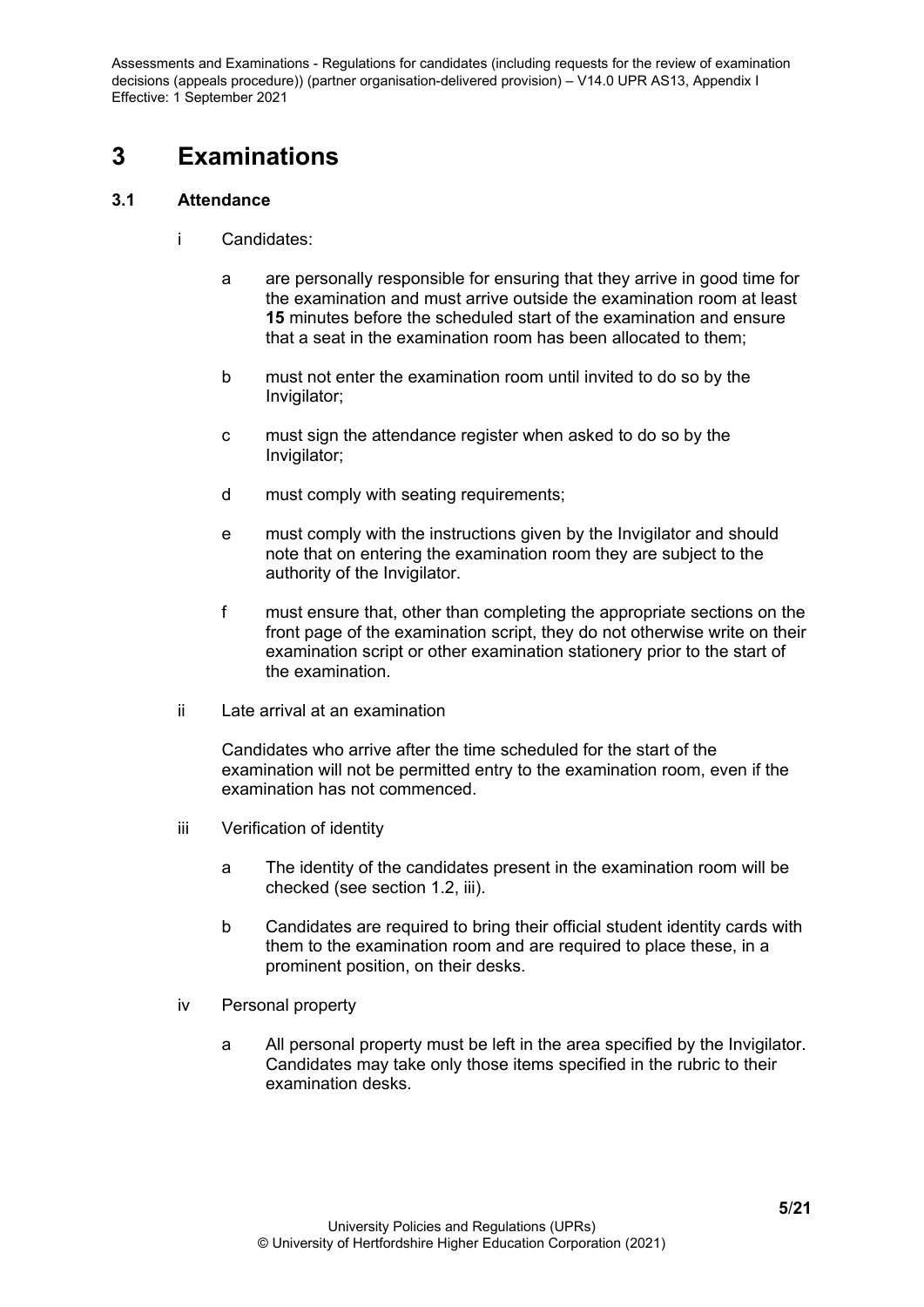# 3 Examinations

## 3.1 Attendance

i Candidates:

  a are personally responsible for ensuring that they arrive in good time for the examination and must arrive outside the examination room at least **15** minutes before the scheduled start of the examination and ensure that a seat in the examination room has been allocated to them;

  b must not enter the examination room until invited to do so by the Invigilator;

  c must sign the attendance register when asked to do so by the Invigilator;

  d must comply with seating requirements;

  e must comply with the instructions given by the Invigilator and should note that on entering the examination room they are subject to the authority of the Invigilator.

  f must ensure that, other than completing the appropriate sections on the front page of the examination script, they do not otherwise write on their examination script or other examination stationery prior to the start of the examination.

ii Late arrival at an examination

  Candidates who arrive after the time scheduled for the start of the examination will not be permitted entry to the examination room, even if the examination has not commenced.

iii Verification of identity

  a The identity of the candidates present in the examination room will be checked (see section 1.2, iii).

  b Candidates are required to bring their official student identity cards with them to the examination room and are required to place these, in a prominent position, on their desks.

iv Personal property

  a All personal property must be left in the area specified by the Invigilator. Candidates may take only those items specified in the rubric to their examination desks.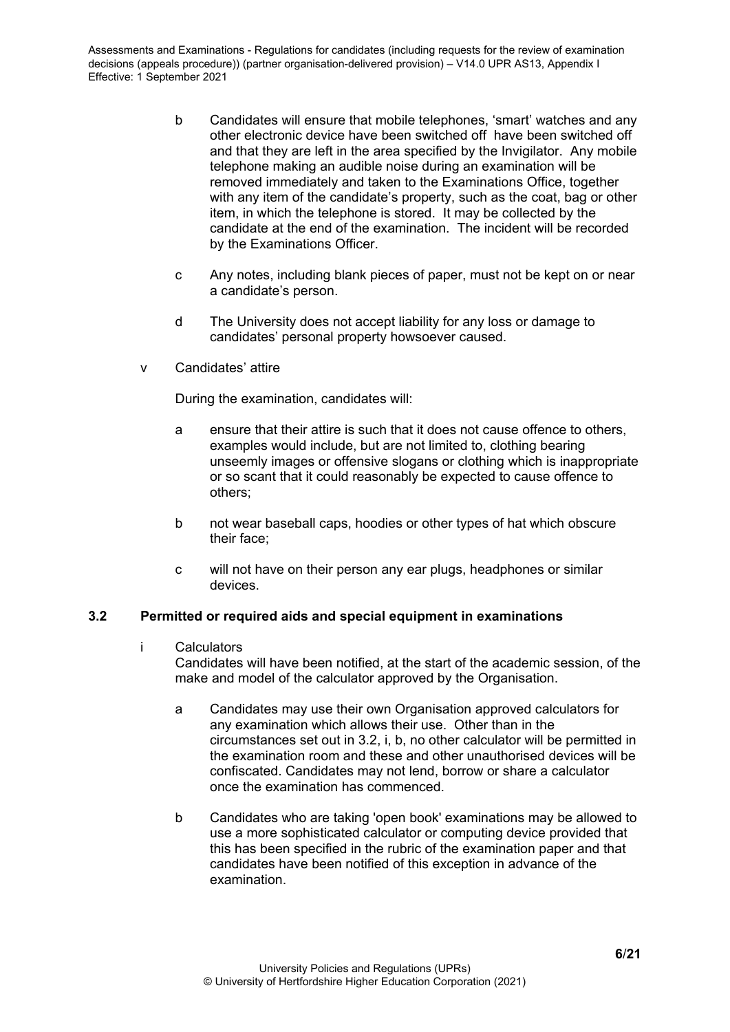b Candidates will ensure that mobile telephones, 'smart' watches and any other electronic device have been switched off have been switched off and that they are left in the area specified by the Invigilator. Any mobile telephone making an audible noise during an examination will be removed immediately and taken to the Examinations Office, together with any item of the candidate's property, such as the coat, bag or other item, in which the telephone is stored. It may be collected by the candidate at the end of the examination. The incident will be recorded by the Examinations Officer.

c Any notes, including blank pieces of paper, must not be kept on or near a candidate's person.

d The University does not accept liability for any loss or damage to candidates' personal property howsoever caused.

v Candidates' attire

During the examination, candidates will:

a ensure that their attire is such that it does not cause offence to others, examples would include, but are not limited to, clothing bearing unseemly images or offensive slogans or clothing which is inappropriate or so scant that it could reasonably be expected to cause offence to others;

b not wear baseball caps, hoodies or other types of hat which obscure their face;

c will not have on their person any ear plugs, headphones or similar devices.

### 3.2 Permitted or required aids and special equipment in examinations

i Calculators

Candidates will have been notified, at the start of the academic session, of the make and model of the calculator approved by the Organisation.

a Candidates may use their own Organisation approved calculators for any examination which allows their use. Other than in the circumstances set out in 3.2, i, b, no other calculator will be permitted in the examination room and these and other unauthorised devices will be confiscated. Candidates may not lend, borrow or share a calculator once the examination has commenced.

b Candidates who are taking 'open book' examinations may be allowed to use a more sophisticated calculator or computing device provided that this has been specified in the rubric of the examination paper and that candidates have been notified of this exception in advance of the examination.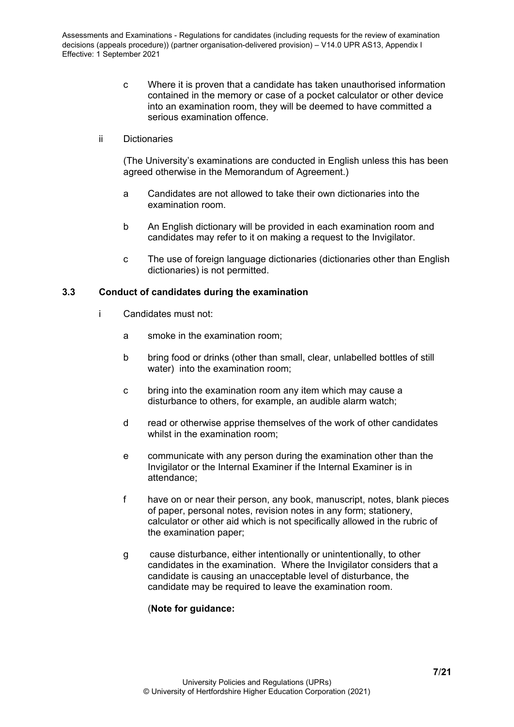c Where it is proven that a candidate has taken unauthorised information contained in the memory or case of a pocket calculator or other device into an examination room, they will be deemed to have committed a serious examination offence.

ii Dictionaries

(The University's examinations are conducted in English unless this has been agreed otherwise in the Memorandum of Agreement.)

a Candidates are not allowed to take their own dictionaries into the examination room.

b An English dictionary will be provided in each examination room and candidates may refer to it on making a request to the Invigilator.

c The use of foreign language dictionaries (dictionaries other than English dictionaries) is not permitted.

### 3.3 Conduct of candidates during the examination

i Candidates must not:

a smoke in the examination room;

b bring food or drinks (other than small, clear, unlabelled bottles of still water) into the examination room;

c bring into the examination room any item which may cause a disturbance to others, for example, an audible alarm watch;

d read or otherwise apprise themselves of the work of other candidates whilst in the examination room;

e communicate with any person during the examination other than the Invigilator or the Internal Examiner if the Internal Examiner is in attendance;

f have on or near their person, any book, manuscript, notes, blank pieces of paper, personal notes, revision notes in any form; stationery, calculator or other aid which is not specifically allowed in the rubric of the examination paper;

g cause disturbance, either intentionally or unintentionally, to other candidates in the examination. Where the Invigilator considers that a candidate is causing an unacceptable level of disturbance, the candidate may be required to leave the examination room.

(**Note for guidance:**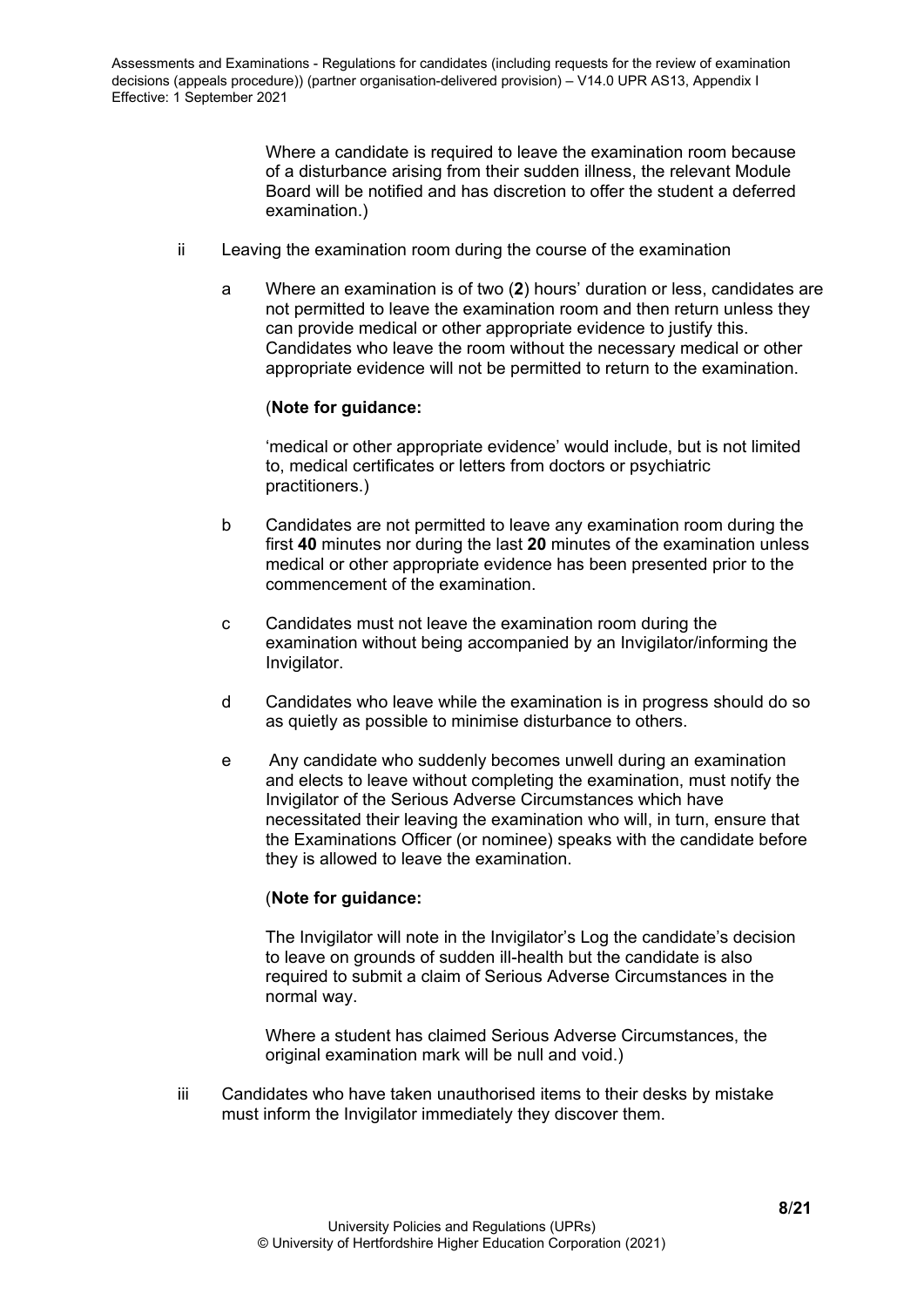Where a candidate is required to leave the examination room because of a disturbance arising from their sudden illness, the relevant Module Board will be notified and has discretion to offer the student a deferred examination.)

ii Leaving the examination room during the course of the examination

a Where an examination is of two (**2**) hours' duration or less, candidates are not permitted to leave the examination room and then return unless they can provide medical or other appropriate evidence to justify this. Candidates who leave the room without the necessary medical or other appropriate evidence will not be permitted to return to the examination.

(**Note for guidance:**

'medical or other appropriate evidence' would include, but is not limited to, medical certificates or letters from doctors or psychiatric practitioners.)

b Candidates are not permitted to leave any examination room during the first **40** minutes nor during the last **20** minutes of the examination unless medical or other appropriate evidence has been presented prior to the commencement of the examination.

c Candidates must not leave the examination room during the examination without being accompanied by an Invigilator/informing the Invigilator.

d Candidates who leave while the examination is in progress should do so as quietly as possible to minimise disturbance to others.

e Any candidate who suddenly becomes unwell during an examination and elects to leave without completing the examination, must notify the Invigilator of the Serious Adverse Circumstances which have necessitated their leaving the examination who will, in turn, ensure that the Examinations Officer (or nominee) speaks with the candidate before they is allowed to leave the examination.

(**Note for guidance:**

The Invigilator will note in the Invigilator's Log the candidate's decision to leave on grounds of sudden ill-health but the candidate is also required to submit a claim of Serious Adverse Circumstances in the normal way.

Where a student has claimed Serious Adverse Circumstances, the original examination mark will be null and void.)

iii Candidates who have taken unauthorised items to their desks by mistake must inform the Invigilator immediately they discover them.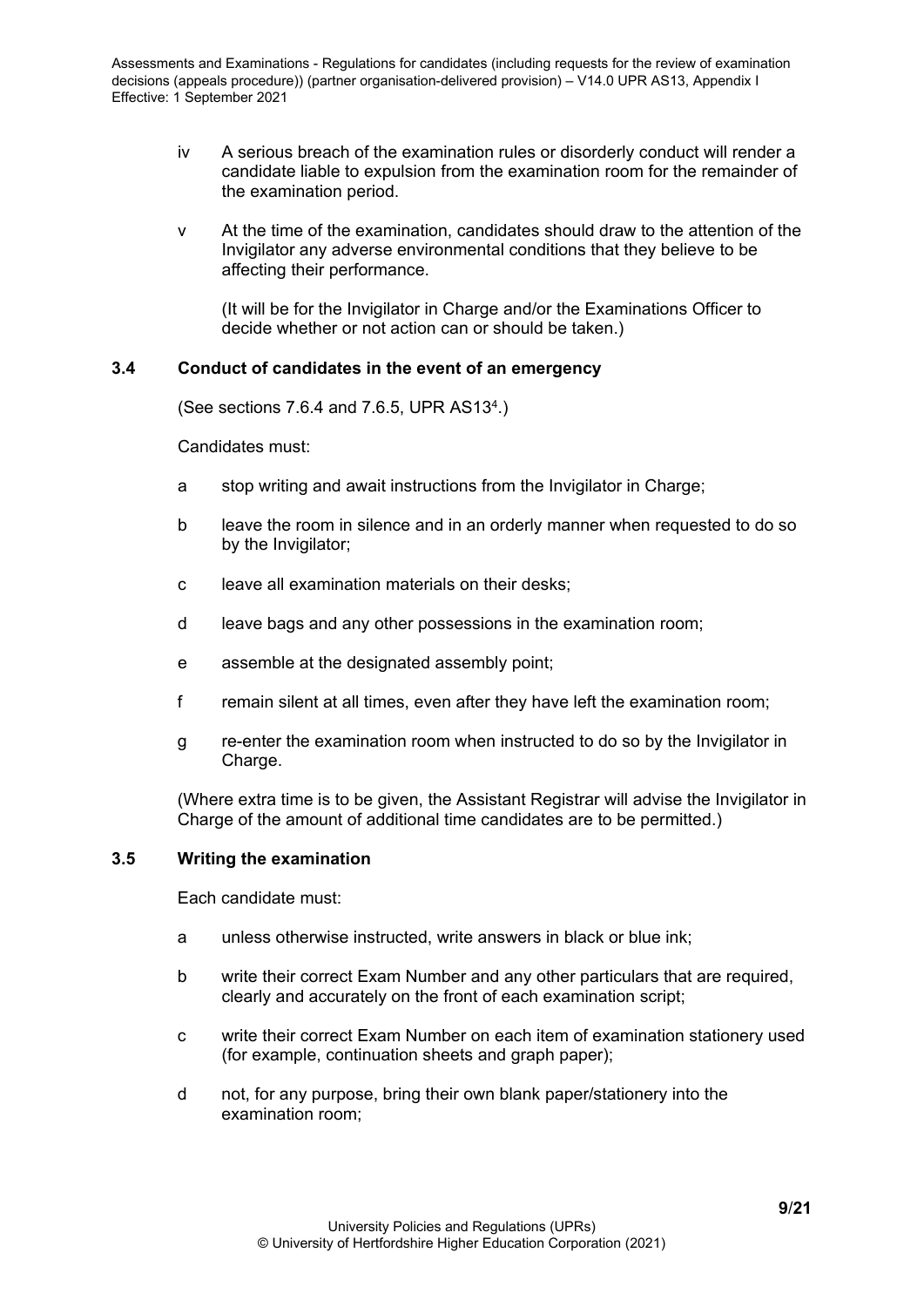iv A serious breach of the examination rules or disorderly conduct will render a candidate liable to expulsion from the examination room for the remainder of the examination period.

v At the time of the examination, candidates should draw to the attention of the Invigilator any adverse environmental conditions that they believe to be affecting their performance.

(It will be for the Invigilator in Charge and/or the Examinations Officer to decide whether or not action can or should be taken.)

### 3.4 Conduct of candidates in the event of an emergency

(See sections 7.6.4 and 7.6.5, UPR AS13[4].)

Candidates must:

a stop writing and await instructions from the Invigilator in Charge;

b leave the room in silence and in an orderly manner when requested to do so by the Invigilator;

c leave all examination materials on their desks;

d leave bags and any other possessions in the examination room;

e assemble at the designated assembly point;

f remain silent at all times, even after they have left the examination room;

g re-enter the examination room when instructed to do so by the Invigilator in Charge.

(Where extra time is to be given, the Assistant Registrar will advise the Invigilator in Charge of the amount of additional time candidates are to be permitted.)

### 3.5 Writing the examination

Each candidate must:

a unless otherwise instructed, write answers in black or blue ink;

b write their correct Exam Number and any other particulars that are required, clearly and accurately on the front of each examination script;

c write their correct Exam Number on each item of examination stationery used (for example, continuation sheets and graph paper);

d not, for any purpose, bring their own blank paper/stationery into the examination room;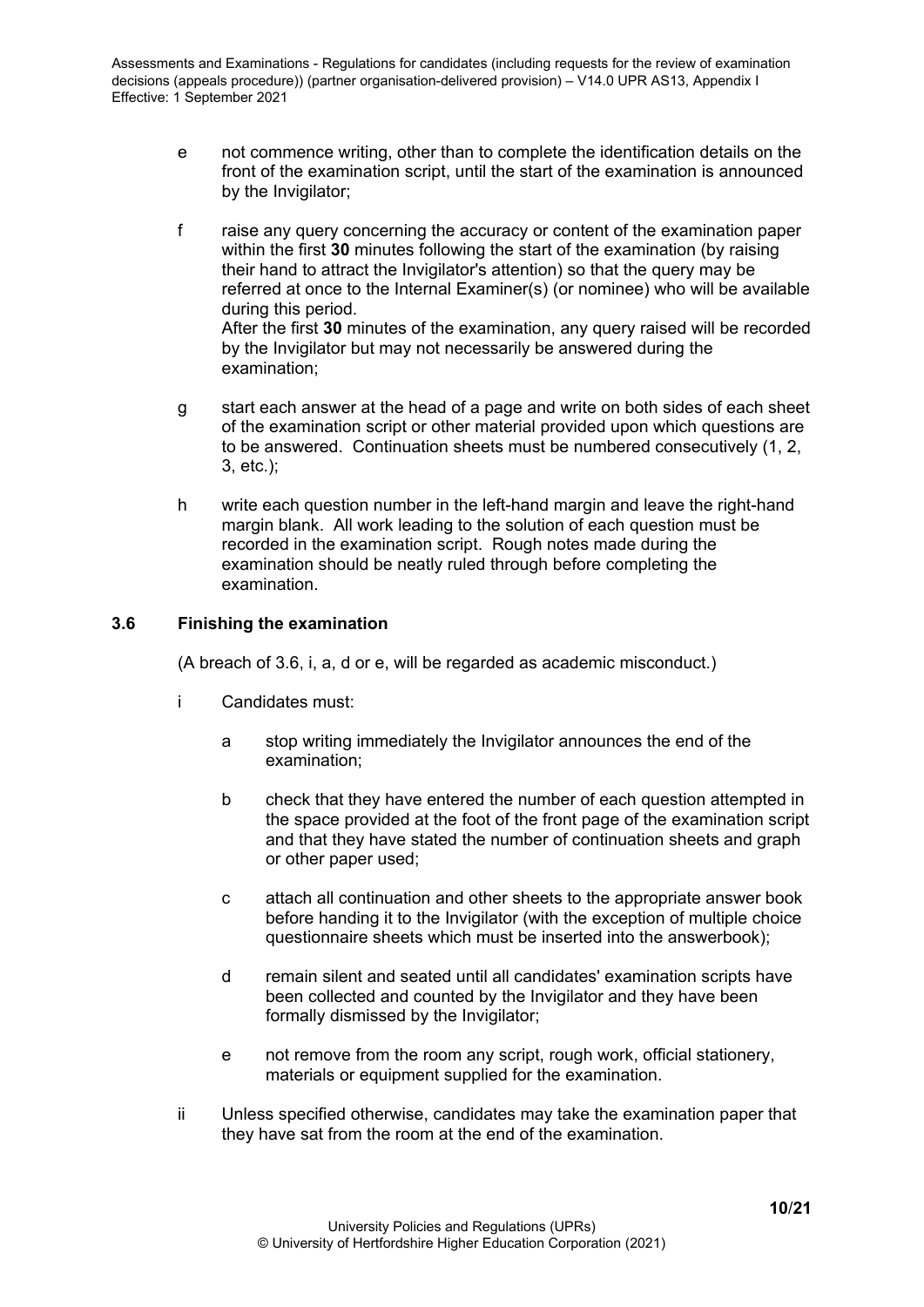e not commence writing, other than to complete the identification details on the front of the examination script, until the start of the examination is announced by the Invigilator;

f raise any query concerning the accuracy or content of the examination paper within the first **30** minutes following the start of the examination (by raising their hand to attract the Invigilator's attention) so that the query may be referred at once to the Internal Examiner(s) (or nominee) who will be available during this period.
After the first **30** minutes of the examination, any query raised will be recorded by the Invigilator but may not necessarily be answered during the examination;

g start each answer at the head of a page and write on both sides of each sheet of the examination script or other material provided upon which questions are to be answered. Continuation sheets must be numbered consecutively (1, 2, 3, etc.);

h write each question number in the left-hand margin and leave the right-hand margin blank. All work leading to the solution of each question must be recorded in the examination script. Rough notes made during the examination should be neatly ruled through before completing the examination.

### 3.6 Finishing the examination

(A breach of 3.6, i, a, d or e, will be regarded as academic misconduct.)

i Candidates must:

a stop writing immediately the Invigilator announces the end of the examination;

b check that they have entered the number of each question attempted in the space provided at the foot of the front page of the examination script and that they have stated the number of continuation sheets and graph or other paper used;

c attach all continuation and other sheets to the appropriate answer book before handing it to the Invigilator (with the exception of multiple choice questionnaire sheets which must be inserted into the answerbook);

d remain silent and seated until all candidates' examination scripts have been collected and counted by the Invigilator and they have been formally dismissed by the Invigilator;

e not remove from the room any script, rough work, official stationery, materials or equipment supplied for the examination.

ii Unless specified otherwise, candidates may take the examination paper that they have sat from the room at the end of the examination.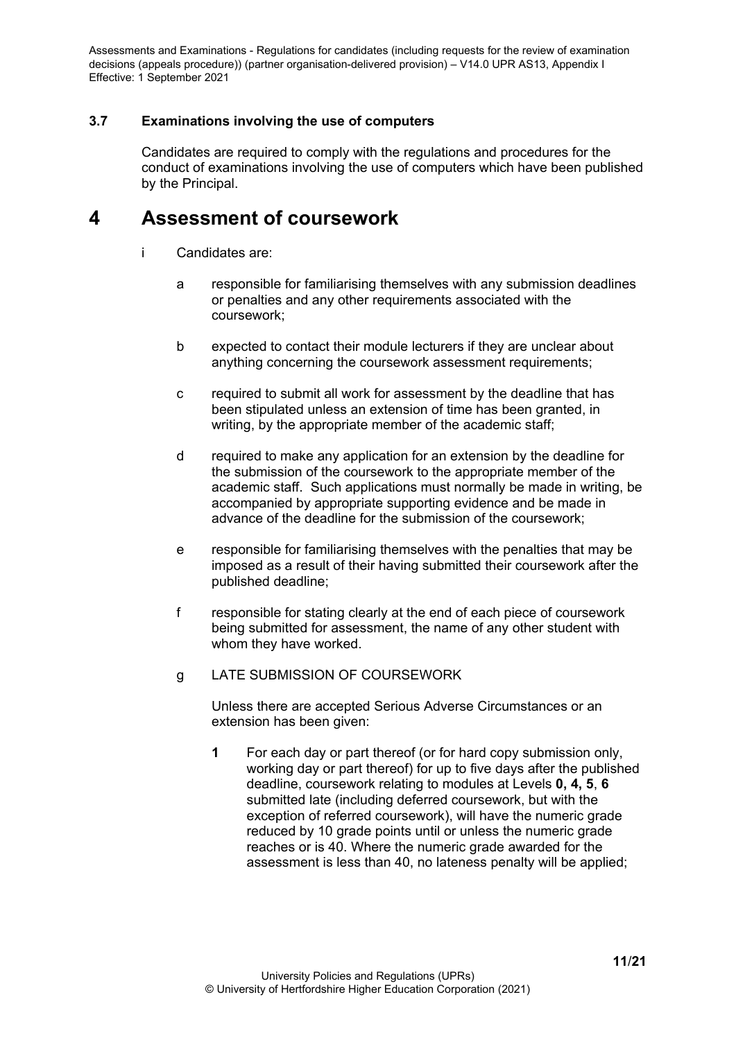### 3.7 Examinations involving the use of computers

Candidates are required to comply with the regulations and procedures for the conduct of examinations involving the use of computers which have been published by the Principal.

# 4 Assessment of coursework

i Candidates are:

a responsible for familiarising themselves with any submission deadlines or penalties and any other requirements associated with the coursework;

b expected to contact their module lecturers if they are unclear about anything concerning the coursework assessment requirements;

c required to submit all work for assessment by the deadline that has been stipulated unless an extension of time has been granted, in writing, by the appropriate member of the academic staff;

d required to make any application for an extension by the deadline for the submission of the coursework to the appropriate member of the academic staff. Such applications must normally be made in writing, be accompanied by appropriate supporting evidence and be made in advance of the deadline for the submission of the coursework;

e responsible for familiarising themselves with the penalties that may be imposed as a result of their having submitted their coursework after the published deadline;

f responsible for stating clearly at the end of each piece of coursework being submitted for assessment, the name of any other student with whom they have worked.

g LATE SUBMISSION OF COURSEWORK

Unless there are accepted Serious Adverse Circumstances or an extension has been given:

**1** For each day or part thereof (or for hard copy submission only, working day or part thereof) for up to five days after the published deadline, coursework relating to modules at Levels **0, 4, 5**, **6** submitted late (including deferred coursework, but with the exception of referred coursework), will have the numeric grade reduced by 10 grade points until or unless the numeric grade reaches or is 40. Where the numeric grade awarded for the assessment is less than 40, no lateness penalty will be applied;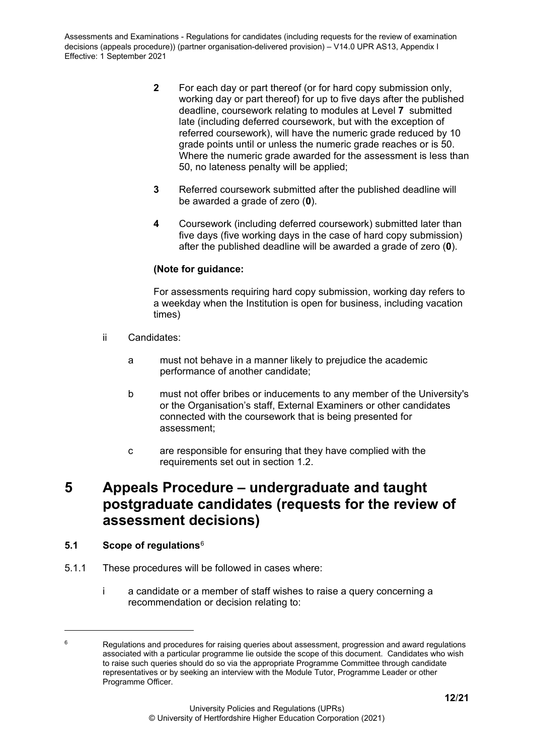**2** For each day or part thereof (or for hard copy submission only, working day or part thereof) for up to five days after the published deadline, coursework relating to modules at Level **7** submitted late (including deferred coursework, but with the exception of referred coursework), will have the numeric grade reduced by 10 grade points until or unless the numeric grade reaches or is 50. Where the numeric grade awarded for the assessment is less than 50, no lateness penalty will be applied;

**3** Referred coursework submitted after the published deadline will be awarded a grade of zero (**0**).

**4** Coursework (including deferred coursework) submitted later than five days (five working days in the case of hard copy submission) after the published deadline will be awarded a grade of zero (**0**).

**(Note for guidance:**

For assessments requiring hard copy submission, working day refers to a weekday when the Institution is open for business, including vacation times)

ii Candidates:

a must not behave in a manner likely to prejudice the academic performance of another candidate;

b must not offer bribes or inducements to any member of the University's or the Organisation's staff, External Examiners or other candidates connected with the coursework that is being presented for assessment;

c are responsible for ensuring that they have complied with the requirements set out in section 1.2.

# 5 Appeals Procedure – undergraduate and taught postgraduate candidates (requests for the review of assessment decisions)

### 5.1 Scope of regulations[6]

5.1.1 These procedures will be followed in cases where:

i a candidate or a member of staff wishes to raise a query concerning a recommendation or decision relating to:

---

[6] Regulations and procedures for raising queries about assessment, progression and award regulations associated with a particular programme lie outside the scope of this document. Candidates who wish to raise such queries should do so via the appropriate Programme Committee through candidate representatives or by seeking an interview with the Module Tutor, Programme Leader or other Programme Officer.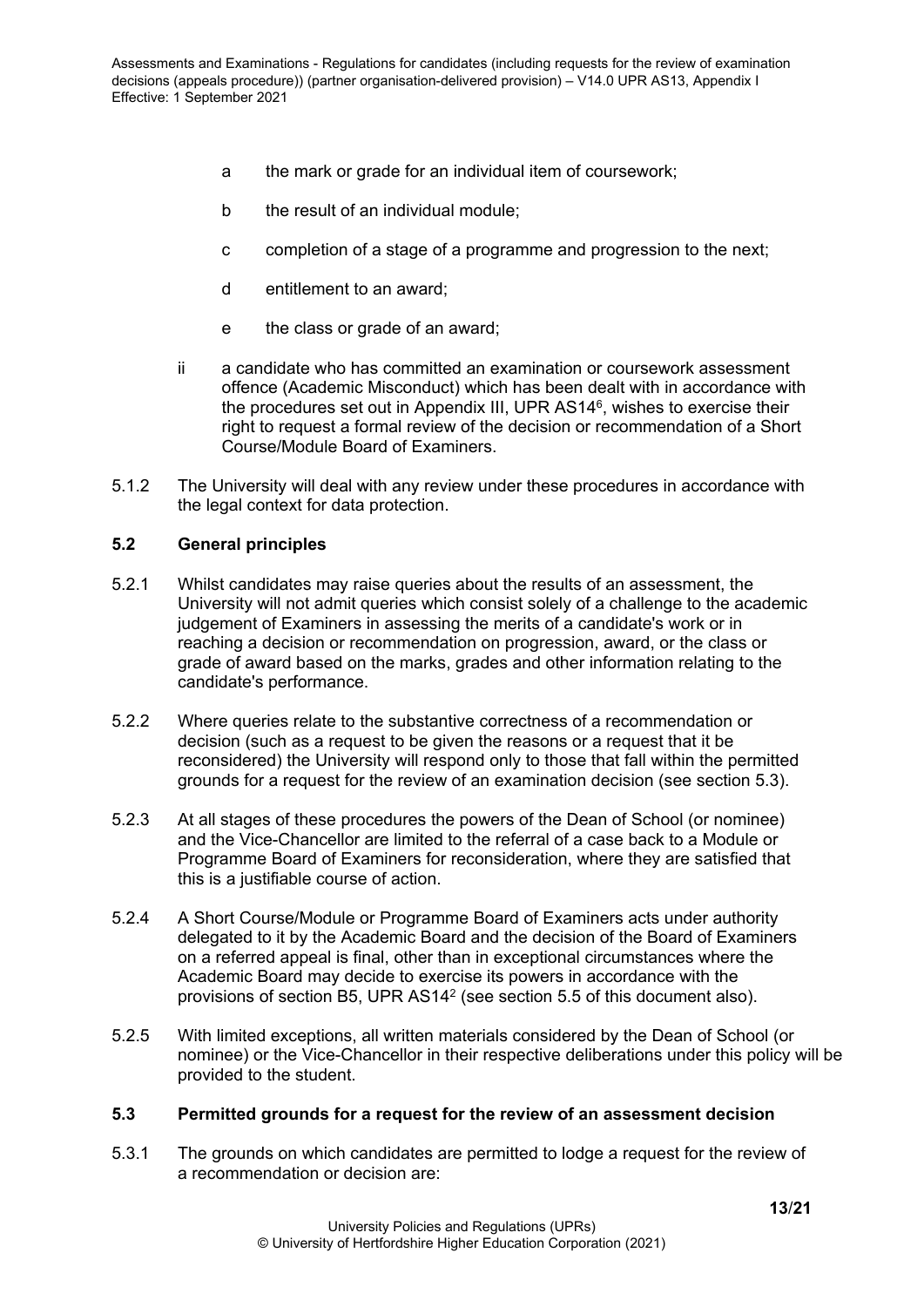a the mark or grade for an individual item of coursework;

b the result of an individual module;

c completion of a stage of a programme and progression to the next;

d entitlement to an award;

e the class or grade of an award;

ii a candidate who has committed an examination or coursework assessment offence (Academic Misconduct) which has been dealt with in accordance with the procedures set out in Appendix III, UPR AS14[6], wishes to exercise their right to request a formal review of the decision or recommendation of a Short Course/Module Board of Examiners.

5.1.2 The University will deal with any review under these procedures in accordance with the legal context for data protection.

### 5.2 General principles

5.2.1 Whilst candidates may raise queries about the results of an assessment, the University will not admit queries which consist solely of a challenge to the academic judgement of Examiners in assessing the merits of a candidate's work or in reaching a decision or recommendation on progression, award, or the class or grade of award based on the marks, grades and other information relating to the candidate's performance.

5.2.2 Where queries relate to the substantive correctness of a recommendation or decision (such as a request to be given the reasons or a request that it be reconsidered) the University will respond only to those that fall within the permitted grounds for a request for the review of an examination decision (see section 5.3).

5.2.3 At all stages of these procedures the powers of the Dean of School (or nominee) and the Vice-Chancellor are limited to the referral of a case back to a Module or Programme Board of Examiners for reconsideration, where they are satisfied that this is a justifiable course of action.

5.2.4 A Short Course/Module or Programme Board of Examiners acts under authority delegated to it by the Academic Board and the decision of the Board of Examiners on a referred appeal is final, other than in exceptional circumstances where the Academic Board may decide to exercise its powers in accordance with the provisions of section B5, UPR AS14[2] (see section 5.5 of this document also).

5.2.5 With limited exceptions, all written materials considered by the Dean of School (or nominee) or the Vice-Chancellor in their respective deliberations under this policy will be provided to the student.

### 5.3 Permitted grounds for a request for the review of an assessment decision

5.3.1 The grounds on which candidates are permitted to lodge a request for the review of a recommendation or decision are: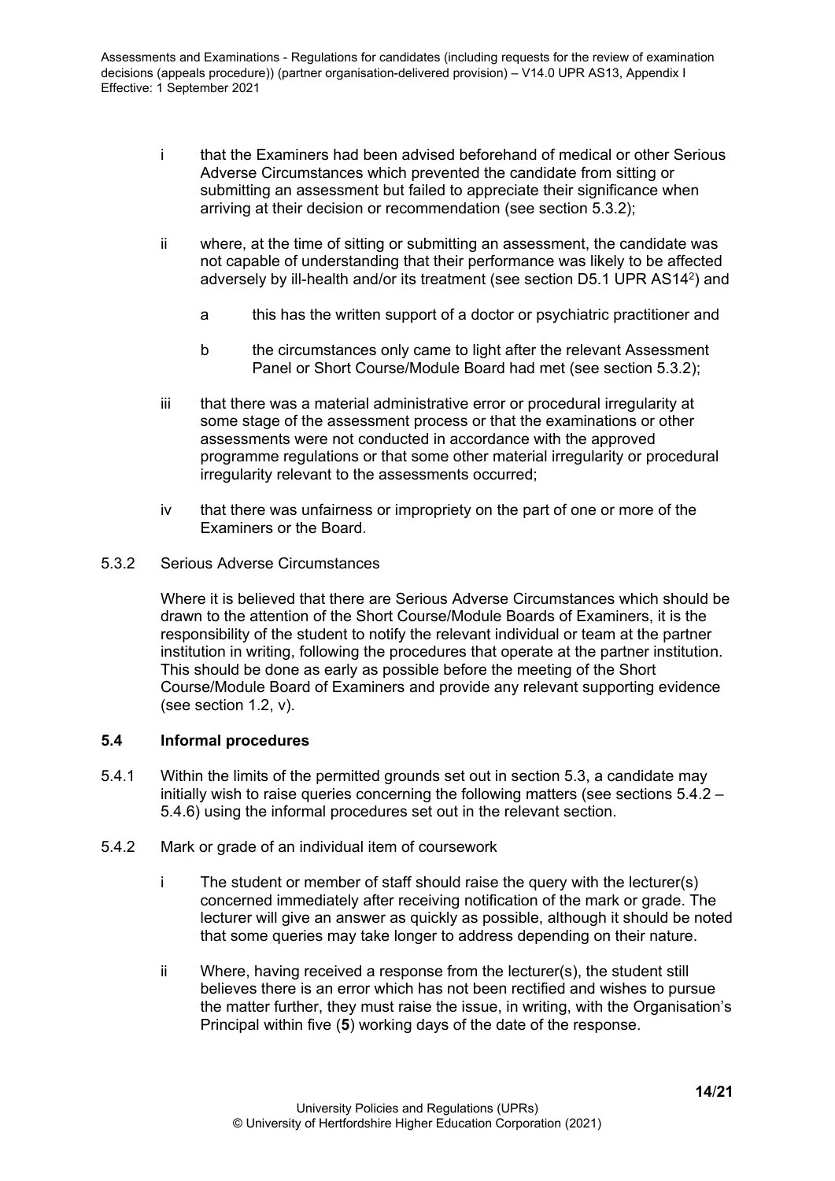i that the Examiners had been advised beforehand of medical or other Serious Adverse Circumstances which prevented the candidate from sitting or submitting an assessment but failed to appreciate their significance when arriving at their decision or recommendation (see section 5.3.2);

ii where, at the time of sitting or submitting an assessment, the candidate was not capable of understanding that their performance was likely to be affected adversely by ill-health and/or its treatment (see section D5.1 UPR AS14[2]) and

a this has the written support of a doctor or psychiatric practitioner and

b the circumstances only came to light after the relevant Assessment Panel or Short Course/Module Board had met (see section 5.3.2);

iii that there was a material administrative error or procedural irregularity at some stage of the assessment process or that the examinations or other assessments were not conducted in accordance with the approved programme regulations or that some other material irregularity or procedural irregularity relevant to the assessments occurred;

iv that there was unfairness or impropriety on the part of one or more of the Examiners or the Board.

5.3.2 Serious Adverse Circumstances

Where it is believed that there are Serious Adverse Circumstances which should be drawn to the attention of the Short Course/Module Boards of Examiners, it is the responsibility of the student to notify the relevant individual or team at the partner institution in writing, following the procedures that operate at the partner institution. This should be done as early as possible before the meeting of the Short Course/Module Board of Examiners and provide any relevant supporting evidence (see section 1.2, v).

### 5.4 Informal procedures

5.4.1 Within the limits of the permitted grounds set out in section 5.3, a candidate may initially wish to raise queries concerning the following matters (see sections 5.4.2 – 5.4.6) using the informal procedures set out in the relevant section.

5.4.2 Mark or grade of an individual item of coursework

i The student or member of staff should raise the query with the lecturer(s) concerned immediately after receiving notification of the mark or grade. The lecturer will give an answer as quickly as possible, although it should be noted that some queries may take longer to address depending on their nature.

ii Where, having received a response from the lecturer(s), the student still believes there is an error which has not been rectified and wishes to pursue the matter further, they must raise the issue, in writing, with the Organisation's Principal within five (**5**) working days of the date of the response.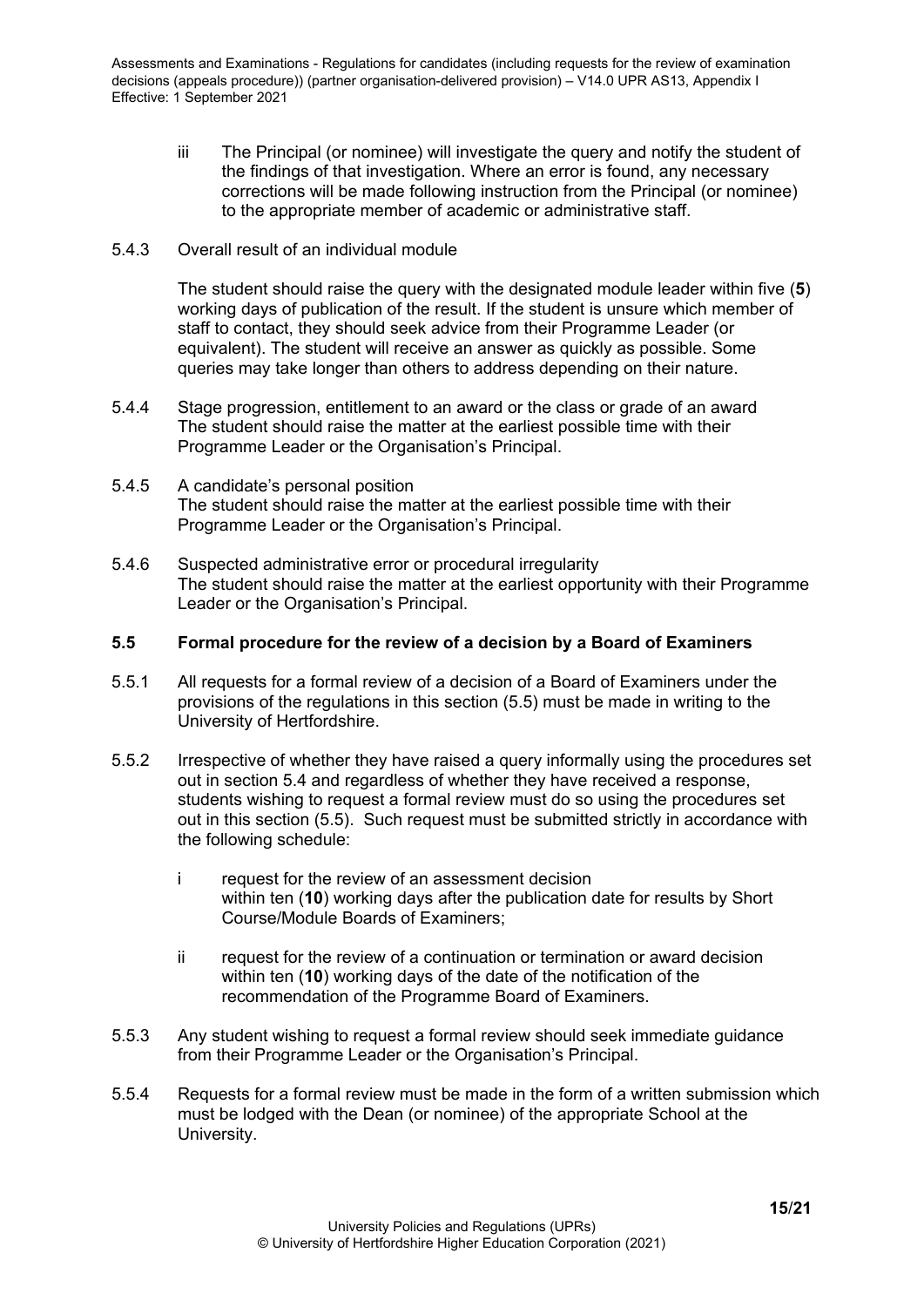iii The Principal (or nominee) will investigate the query and notify the student of the findings of that investigation. Where an error is found, any necessary corrections will be made following instruction from the Principal (or nominee) to the appropriate member of academic or administrative staff.

5.4.3 Overall result of an individual module

The student should raise the query with the designated module leader within five (**5**) working days of publication of the result. If the student is unsure which member of staff to contact, they should seek advice from their Programme Leader (or equivalent). The student will receive an answer as quickly as possible. Some queries may take longer than others to address depending on their nature.

5.4.4 Stage progression, entitlement to an award or the class or grade of an award
The student should raise the matter at the earliest possible time with their Programme Leader or the Organisation's Principal.

5.4.5 A candidate's personal position
The student should raise the matter at the earliest possible time with their Programme Leader or the Organisation's Principal.

5.4.6 Suspected administrative error or procedural irregularity
The student should raise the matter at the earliest opportunity with their Programme Leader or the Organisation's Principal.

### 5.5 Formal procedure for the review of a decision by a Board of Examiners

5.5.1 All requests for a formal review of a decision of a Board of Examiners under the provisions of the regulations in this section (5.5) must be made in writing to the University of Hertfordshire.

5.5.2 Irrespective of whether they have raised a query informally using the procedures set out in section 5.4 and regardless of whether they have received a response, students wishing to request a formal review must do so using the procedures set out in this section (5.5). Such request must be submitted strictly in accordance with the following schedule:

i request for the review of an assessment decision
within ten (**10**) working days after the publication date for results by Short Course/Module Boards of Examiners;

ii request for the review of a continuation or termination or award decision
within ten (**10**) working days of the date of the notification of the recommendation of the Programme Board of Examiners.

5.5.3 Any student wishing to request a formal review should seek immediate guidance from their Programme Leader or the Organisation's Principal.

5.5.4 Requests for a formal review must be made in the form of a written submission which must be lodged with the Dean (or nominee) of the appropriate School at the University.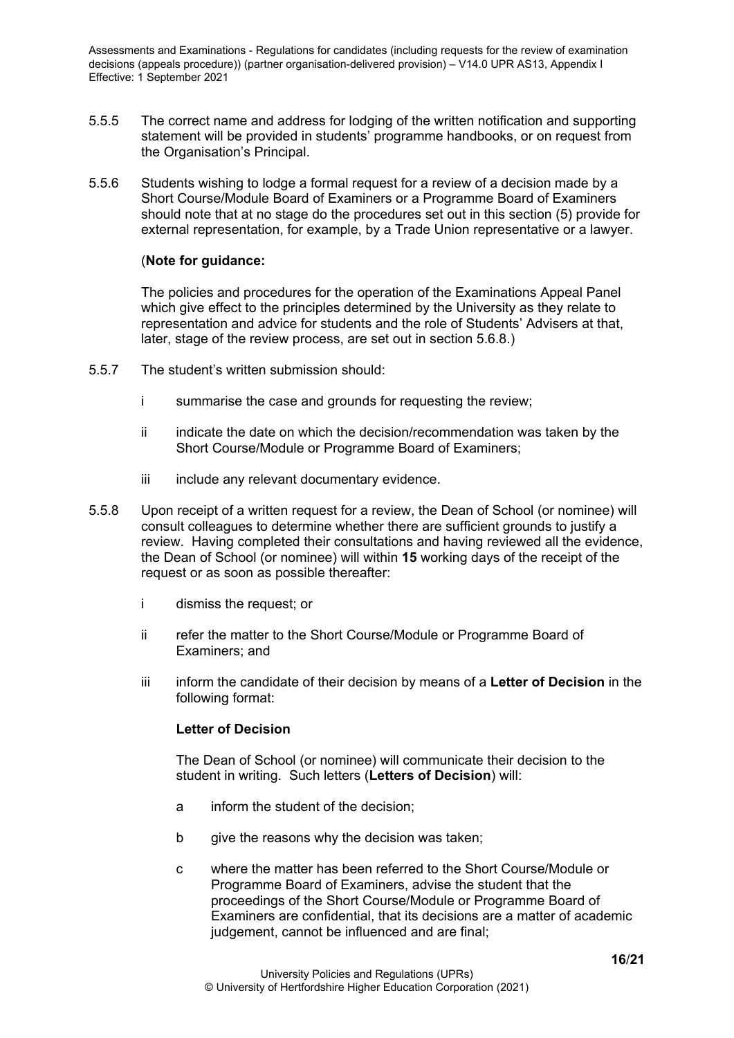5.5.5 The correct name and address for lodging of the written notification and supporting statement will be provided in students' programme handbooks, or on request from the Organisation's Principal.

5.5.6 Students wishing to lodge a formal request for a review of a decision made by a Short Course/Module Board of Examiners or a Programme Board of Examiners should note that at no stage do the procedures set out in this section (5) provide for external representation, for example, by a Trade Union representative or a lawyer.

(**Note for guidance:**

The policies and procedures for the operation of the Examinations Appeal Panel which give effect to the principles determined by the University as they relate to representation and advice for students and the role of Students' Advisers at that, later, stage of the review process, are set out in section 5.6.8.)

5.5.7 The student's written submission should:

i summarise the case and grounds for requesting the review;

ii indicate the date on which the decision/recommendation was taken by the Short Course/Module or Programme Board of Examiners;

iii include any relevant documentary evidence.

5.5.8 Upon receipt of a written request for a review, the Dean of School (or nominee) will consult colleagues to determine whether there are sufficient grounds to justify a review. Having completed their consultations and having reviewed all the evidence, the Dean of School (or nominee) will within **15** working days of the receipt of the request or as soon as possible thereafter:

i dismiss the request; or

ii refer the matter to the Short Course/Module or Programme Board of Examiners; and

iii inform the candidate of their decision by means of a **Letter of Decision** in the following format:

**Letter of Decision**

The Dean of School (or nominee) will communicate their decision to the student in writing. Such letters (**Letters of Decision**) will:

a inform the student of the decision;

b give the reasons why the decision was taken;

c where the matter has been referred to the Short Course/Module or Programme Board of Examiners, advise the student that the proceedings of the Short Course/Module or Programme Board of Examiners are confidential, that its decisions are a matter of academic judgement, cannot be influenced and are final;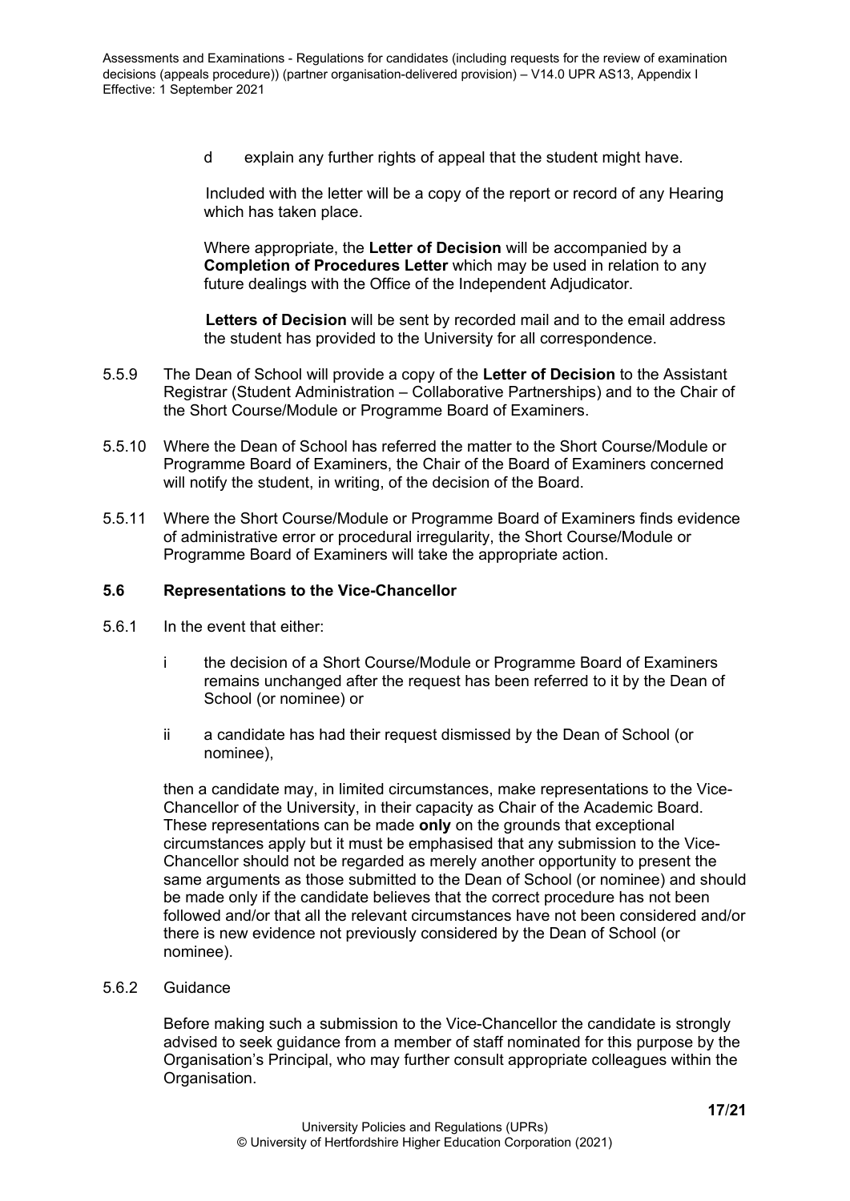d explain any further rights of appeal that the student might have.

Included with the letter will be a copy of the report or record of any Hearing which has taken place.

Where appropriate, the **Letter of Decision** will be accompanied by a **Completion of Procedures Letter** which may be used in relation to any future dealings with the Office of the Independent Adjudicator.

**Letters of Decision** will be sent by recorded mail and to the email address the student has provided to the University for all correspondence.

5.5.9 The Dean of School will provide a copy of the **Letter of Decision** to the Assistant Registrar (Student Administration – Collaborative Partnerships) and to the Chair of the Short Course/Module or Programme Board of Examiners.

5.5.10 Where the Dean of School has referred the matter to the Short Course/Module or Programme Board of Examiners, the Chair of the Board of Examiners concerned will notify the student, in writing, of the decision of the Board.

5.5.11 Where the Short Course/Module or Programme Board of Examiners finds evidence of administrative error or procedural irregularity, the Short Course/Module or Programme Board of Examiners will take the appropriate action.

### 5.6 Representations to the Vice-Chancellor

5.6.1 In the event that either:

i the decision of a Short Course/Module or Programme Board of Examiners remains unchanged after the request has been referred to it by the Dean of School (or nominee) or

ii a candidate has had their request dismissed by the Dean of School (or nominee),

then a candidate may, in limited circumstances, make representations to the Vice-Chancellor of the University, in their capacity as Chair of the Academic Board. These representations can be made **only** on the grounds that exceptional circumstances apply but it must be emphasised that any submission to the Vice-Chancellor should not be regarded as merely another opportunity to present the same arguments as those submitted to the Dean of School (or nominee) and should be made only if the candidate believes that the correct procedure has not been followed and/or that all the relevant circumstances have not been considered and/or there is new evidence not previously considered by the Dean of School (or nominee).

5.6.2 Guidance

Before making such a submission to the Vice-Chancellor the candidate is strongly advised to seek guidance from a member of staff nominated for this purpose by the Organisation's Principal, who may further consult appropriate colleagues within the Organisation.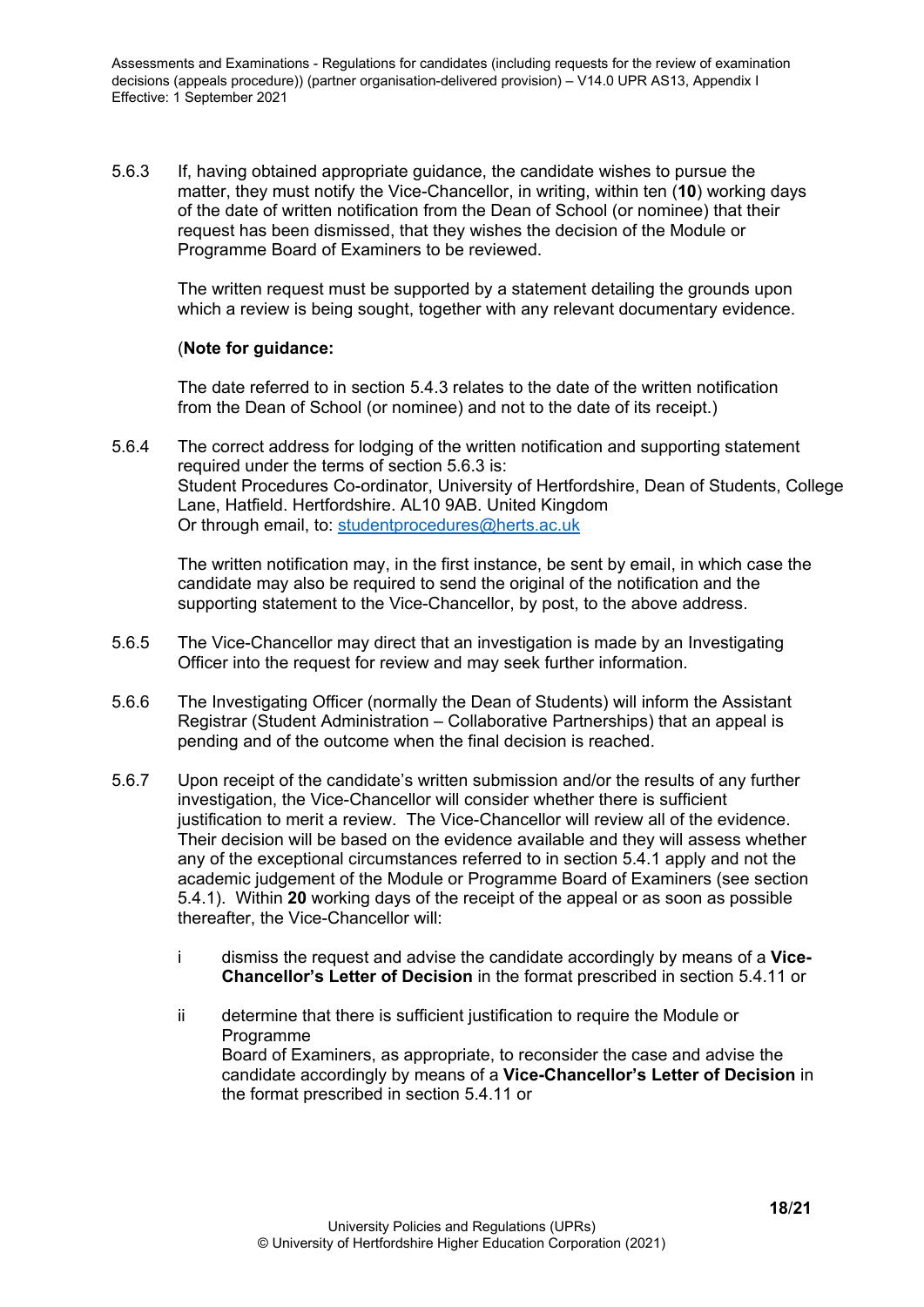5.6.3 If, having obtained appropriate guidance, the candidate wishes to pursue the matter, they must notify the Vice-Chancellor, in writing, within ten (**10**) working days of the date of written notification from the Dean of School (or nominee) that their request has been dismissed, that they wishes the decision of the Module or Programme Board of Examiners to be reviewed.

The written request must be supported by a statement detailing the grounds upon which a review is being sought, together with any relevant documentary evidence.

(**Note for guidance:**

The date referred to in section 5.4.3 relates to the date of the written notification from the Dean of School (or nominee) and not to the date of its receipt.)

5.6.4 The correct address for lodging of the written notification and supporting statement required under the terms of section 5.6.3 is:
Student Procedures Co-ordinator, University of Hertfordshire, Dean of Students, College Lane, Hatfield. Hertfordshire. AL10 9AB. United Kingdom
Or through email, to: studentprocedures@herts.ac.uk

The written notification may, in the first instance, be sent by email, in which case the candidate may also be required to send the original of the notification and the supporting statement to the Vice-Chancellor, by post, to the above address.

5.6.5 The Vice-Chancellor may direct that an investigation is made by an Investigating Officer into the request for review and may seek further information.

5.6.6 The Investigating Officer (normally the Dean of Students) will inform the Assistant Registrar (Student Administration – Collaborative Partnerships) that an appeal is pending and of the outcome when the final decision is reached.

5.6.7 Upon receipt of the candidate's written submission and/or the results of any further investigation, the Vice-Chancellor will consider whether there is sufficient justification to merit a review. The Vice-Chancellor will review all of the evidence. Their decision will be based on the evidence available and they will assess whether any of the exceptional circumstances referred to in section 5.4.1 apply and not the academic judgement of the Module or Programme Board of Examiners (see section 5.4.1). Within **20** working days of the receipt of the appeal or as soon as possible thereafter, the Vice-Chancellor will:

i dismiss the request and advise the candidate accordingly by means of a **Vice-Chancellor's Letter of Decision** in the format prescribed in section 5.4.11 or

ii determine that there is sufficient justification to require the Module or Programme
Board of Examiners, as appropriate, to reconsider the case and advise the candidate accordingly by means of a **Vice-Chancellor's Letter of Decision** in the format prescribed in section 5.4.11 or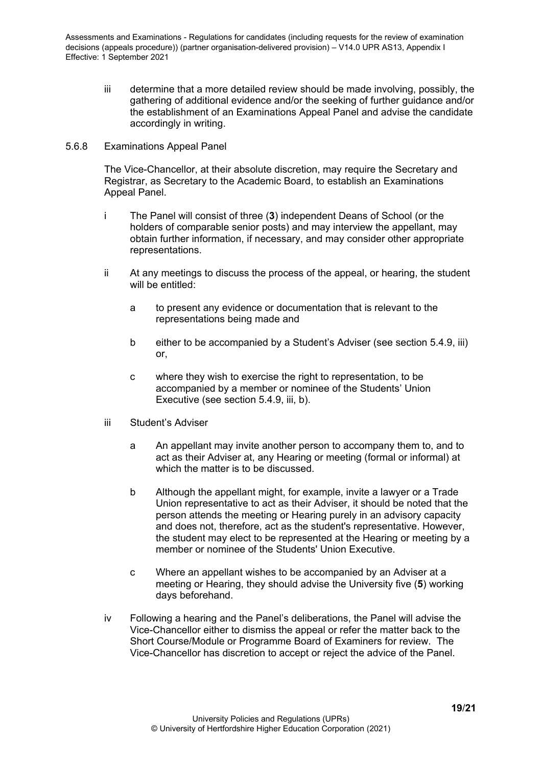iii determine that a more detailed review should be made involving, possibly, the gathering of additional evidence and/or the seeking of further guidance and/or the establishment of an Examinations Appeal Panel and advise the candidate accordingly in writing.

5.6.8 Examinations Appeal Panel

The Vice-Chancellor, at their absolute discretion, may require the Secretary and Registrar, as Secretary to the Academic Board, to establish an Examinations Appeal Panel.

i The Panel will consist of three (**3**) independent Deans of School (or the holders of comparable senior posts) and may interview the appellant, may obtain further information, if necessary, and may consider other appropriate representations.

ii At any meetings to discuss the process of the appeal, or hearing, the student will be entitled:

   a to present any evidence or documentation that is relevant to the representations being made and

   b either to be accompanied by a Student's Adviser (see section 5.4.9, iii) or,

   c where they wish to exercise the right to representation, to be accompanied by a member or nominee of the Students' Union Executive (see section 5.4.9, iii, b).

iii Student's Adviser

   a An appellant may invite another person to accompany them to, and to act as their Adviser at, any Hearing or meeting (formal or informal) at which the matter is to be discussed.

   b Although the appellant might, for example, invite a lawyer or a Trade Union representative to act as their Adviser, it should be noted that the person attends the meeting or Hearing purely in an advisory capacity and does not, therefore, act as the student's representative. However, the student may elect to be represented at the Hearing or meeting by a member or nominee of the Students' Union Executive.

   c Where an appellant wishes to be accompanied by an Adviser at a meeting or Hearing, they should advise the University five (**5**) working days beforehand.

iv Following a hearing and the Panel's deliberations, the Panel will advise the Vice-Chancellor either to dismiss the appeal or refer the matter back to the Short Course/Module or Programme Board of Examiners for review. The Vice-Chancellor has discretion to accept or reject the advice of the Panel.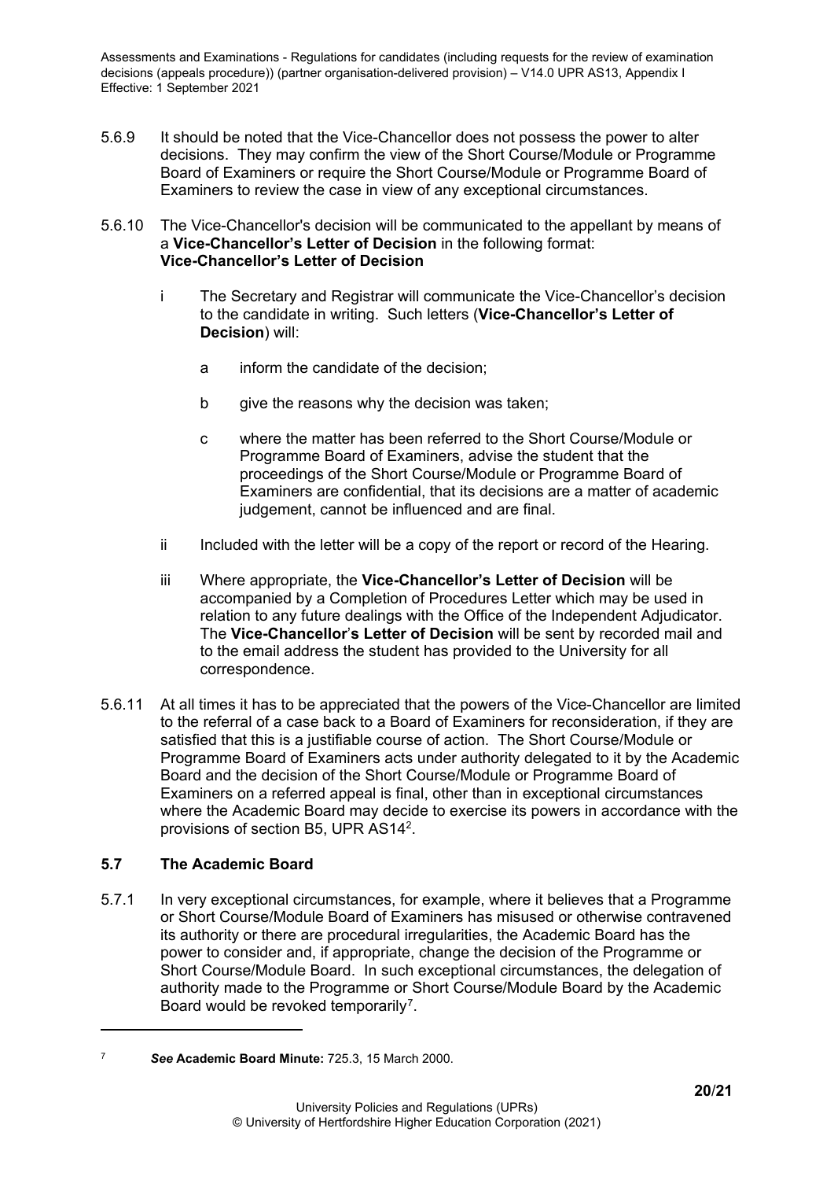5.6.9 It should be noted that the Vice-Chancellor does not possess the power to alter decisions. They may confirm the view of the Short Course/Module or Programme Board of Examiners or require the Short Course/Module or Programme Board of Examiners to review the case in view of any exceptional circumstances.

5.6.10 The Vice-Chancellor's decision will be communicated to the appellant by means of a **Vice-Chancellor's Letter of Decision** in the following format:
**Vice-Chancellor's Letter of Decision**

i The Secretary and Registrar will communicate the Vice-Chancellor's decision to the candidate in writing. Such letters (**Vice-Chancellor's Letter of Decision**) will:

a inform the candidate of the decision;

b give the reasons why the decision was taken;

c where the matter has been referred to the Short Course/Module or Programme Board of Examiners, advise the student that the proceedings of the Short Course/Module or Programme Board of Examiners are confidential, that its decisions are a matter of academic judgement, cannot be influenced and are final.

ii Included with the letter will be a copy of the report or record of the Hearing.

iii Where appropriate, the **Vice-Chancellor's Letter of Decision** will be accompanied by a Completion of Procedures Letter which may be used in relation to any future dealings with the Office of the Independent Adjudicator. The **Vice-Chancellor's Letter of Decision** will be sent by recorded mail and to the email address the student has provided to the University for all correspondence.

5.6.11 At all times it has to be appreciated that the powers of the Vice-Chancellor are limited to the referral of a case back to a Board of Examiners for reconsideration, if they are satisfied that this is a justifiable course of action. The Short Course/Module or Programme Board of Examiners acts under authority delegated to it by the Academic Board and the decision of the Short Course/Module or Programme Board of Examiners on a referred appeal is final, other than in exceptional circumstances where the Academic Board may decide to exercise its powers in accordance with the provisions of section B5, UPR AS14[2].

### 5.7 The Academic Board

5.7.1 In very exceptional circumstances, for example, where it believes that a Programme or Short Course/Module Board of Examiners has misused or otherwise contravened its authority or there are procedural irregularities, the Academic Board has the power to consider and, if appropriate, change the decision of the Programme or Short Course/Module Board. In such exceptional circumstances, the delegation of authority made to the Programme or Short Course/Module Board by the Academic Board would be revoked temporarily[7].

---

[7] ***See* Academic Board Minute:** 725.3, 15 March 2000.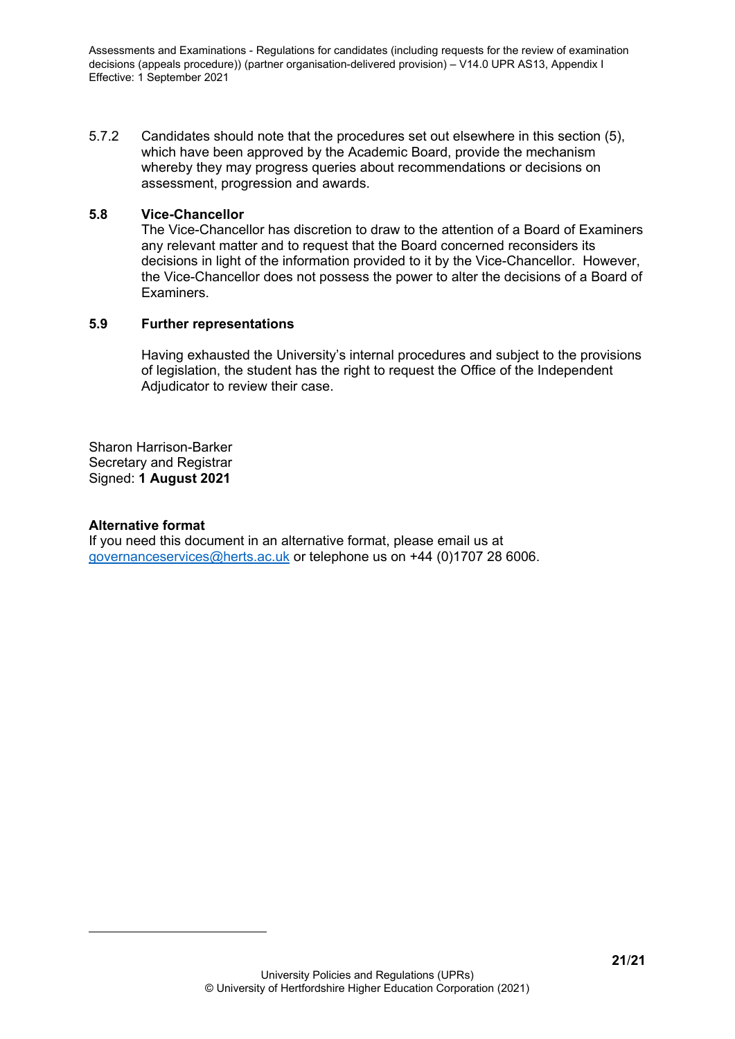5.7.2 Candidates should note that the procedures set out elsewhere in this section (5), which have been approved by the Academic Board, provide the mechanism whereby they may progress queries about recommendations or decisions on assessment, progression and awards.

### 5.8 Vice-Chancellor

The Vice-Chancellor has discretion to draw to the attention of a Board of Examiners any relevant matter and to request that the Board concerned reconsiders its decisions in light of the information provided to it by the Vice-Chancellor. However, the Vice-Chancellor does not possess the power to alter the decisions of a Board of Examiners.

### 5.9 Further representations

Having exhausted the University's internal procedures and subject to the provisions of legislation, the student has the right to request the Office of the Independent Adjudicator to review their case.

Sharon Harrison-Barker
Secretary and Registrar
Signed: **1 August 2021**

**Alternative format**
If you need this document in an alternative format, please email us at governanceservices@herts.ac.uk or telephone us on +44 (0)1707 28 6006.